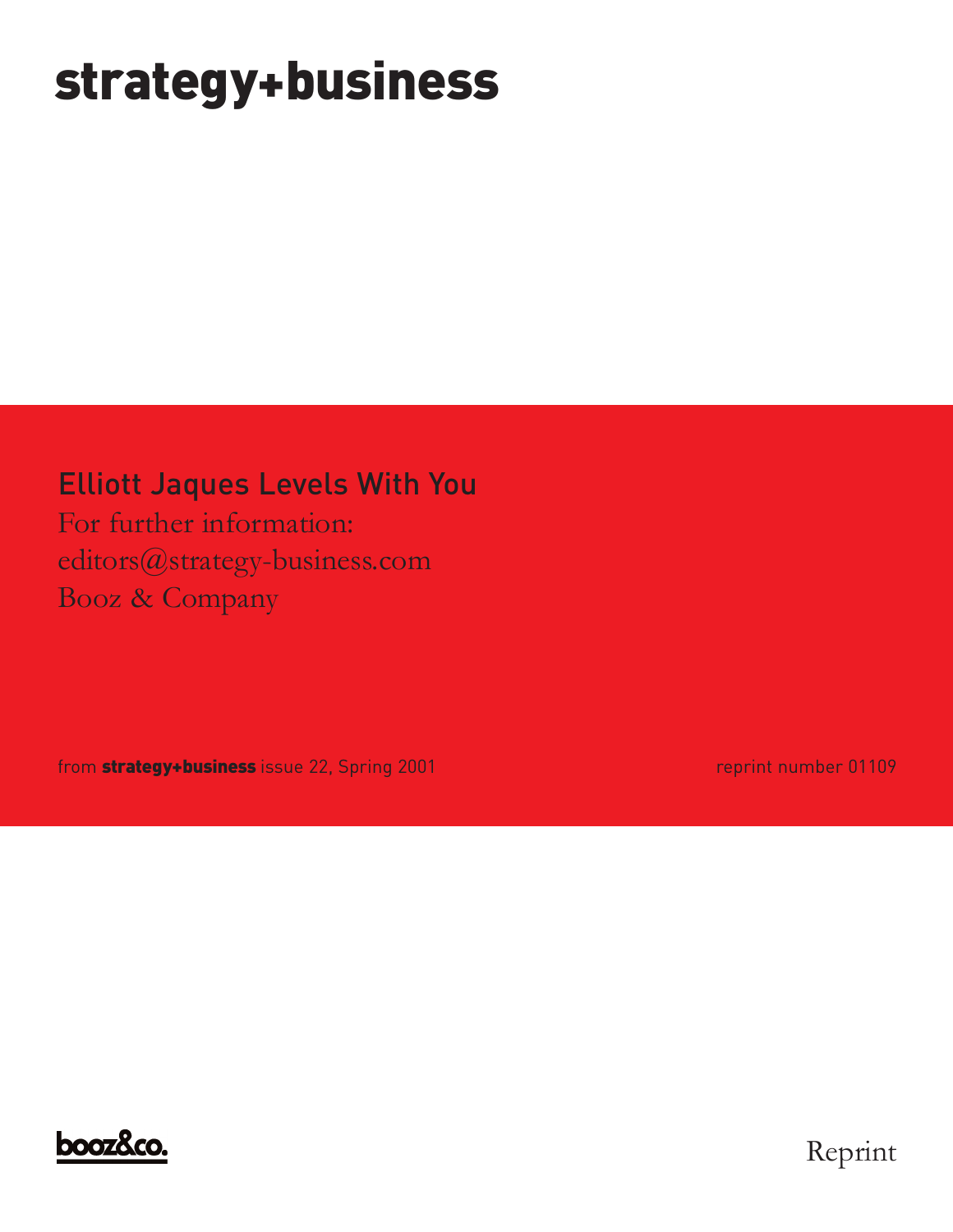# strategy+business

## Elliott Jaques Levels With You

For further information:
editors@strategy-business.com
Booz & Company

from **strategy+business** issue 22, Spring 2001

reprint number 01109

booz&co.

Reprint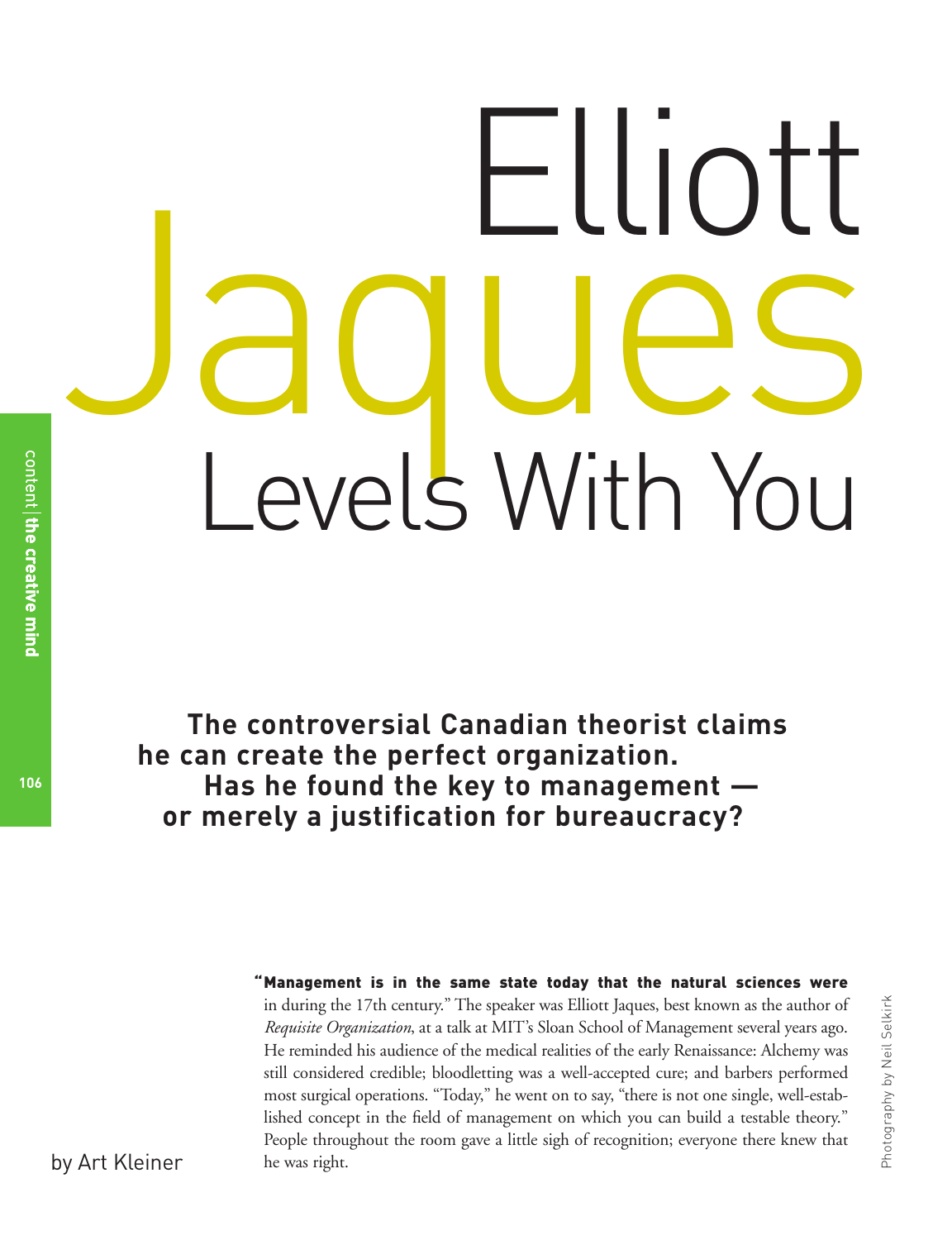# Elliott Jaques Levels With You

**The controversial Canadian theorist claims he can create the perfect organization. Has he found the key to management — or merely a justification for bureaucracy?**

by Art Kleiner

Photography by Neil Selkirk

"**Management is in the same state today that the natural sciences were** in during the 17th century." The speaker was Elliott Jaques, best known as the author of *Requisite Organization*, at a talk at MIT's Sloan School of Management several years ago. He reminded his audience of the medical realities of the early Renaissance: Alchemy was still considered credible; bloodletting was a well-accepted cure; and barbers performed most surgical operations. "Today," he went on to say, "there is not one single, well-established concept in the field of management on which you can build a testable theory." People throughout the room gave a little sigh of recognition; everyone there knew that he was right.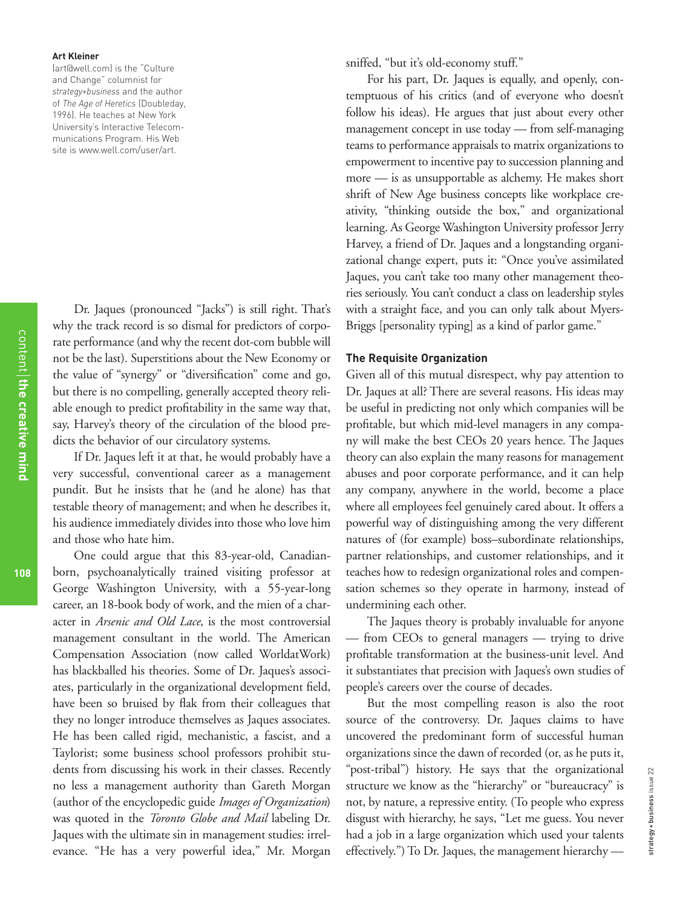**Art Kleiner**
(art@well.com) is the "Culture and Change" columnist for *strategy+business* and the author of *The Age of Heretics* (Doubleday, 1996). He teaches at New York University's Interactive Telecommunications Program. His Web site is www.well.com/user/art.

Dr. Jaques (pronounced "Jacks") is still right. That's why the track record is so dismal for predictors of corporate performance (and why the recent dot-com bubble will not be the last). Superstitions about the New Economy or the value of "synergy" or "diversification" come and go, but there is no compelling, generally accepted theory reliable enough to predict profitability in the same way that, say, Harvey's theory of the circulation of the blood predicts the behavior of our circulatory systems.

If Dr. Jaques left it at that, he would probably have a very successful, conventional career as a management pundit. But he insists that he (and he alone) has that testable theory of management; and when he describes it, his audience immediately divides into those who love him and those who hate him.

One could argue that this 83-year-old, Canadian-born, psychoanalytically trained visiting professor at George Washington University, with a 55-year-long career, an 18-book body of work, and the mien of a character in *Arsenic and Old Lace*, is the most controversial management consultant in the world. The American Compensation Association (now called WorldatWork) has blackballed his theories. Some of Dr. Jaques's associates, particularly in the organizational development field, have been so bruised by flak from their colleagues that they no longer introduce themselves as Jaques associates. He has been called rigid, mechanistic, a fascist, and a Taylorist; some business school professors prohibit students from discussing his work in their classes. Recently no less a management authority than Gareth Morgan (author of the encyclopedic guide *Images of Organization*) was quoted in the *Toronto Globe and Mail* labeling Dr. Jaques with the ultimate sin in management studies: irrelevance. "He has a very powerful idea," Mr. Morgan sniffed, "but it's old-economy stuff."

For his part, Dr. Jaques is equally, and openly, contemptuous of his critics (and of everyone who doesn't follow his ideas). He argues that just about every other management concept in use today — from self-managing teams to performance appraisals to matrix organizations to empowerment to incentive pay to succession planning and more — is as unsupportable as alchemy. He makes short shrift of New Age business concepts like workplace creativity, "thinking outside the box," and organizational learning. As George Washington University professor Jerry Harvey, a friend of Dr. Jaques and a longstanding organizational change expert, puts it: "Once you've assimilated Jaques, you can't take too many other management theories seriously. You can't conduct a class on leadership styles with a straight face, and you can only talk about Myers-Briggs [personality typing] as a kind of parlor game."

### The Requisite Organization

Given all of this mutual disrespect, why pay attention to Dr. Jaques at all? There are several reasons. His ideas may be useful in predicting not only which companies will be profitable, but which mid-level managers in any company will make the best CEOs 20 years hence. The Jaques theory can also explain the many reasons for management abuses and poor corporate performance, and it can help any company, anywhere in the world, become a place where all employees feel genuinely cared about. It offers a powerful way of distinguishing among the very different natures of (for example) boss–subordinate relationships, partner relationships, and customer relationships, and it teaches how to redesign organizational roles and compensation schemes so they operate in harmony, instead of undermining each other.

The Jaques theory is probably invaluable for anyone — from CEOs to general managers — trying to drive profitable transformation at the business-unit level. And it substantiates that precision with Jaques's own studies of people's careers over the course of decades.

But the most compelling reason is also the root source of the controversy. Dr. Jaques claims to have uncovered the predominant form of successful human organizations since the dawn of recorded (or, as he puts it, "post-tribal") history. He says that the organizational structure we know as the "hierarchy" or "bureaucracy" is not, by nature, a repressive entity. (To people who express disgust with hierarchy, he says, "Let me guess. You never had a job in a large organization which used your talents effectively.") To Dr. Jaques, the management hierarchy —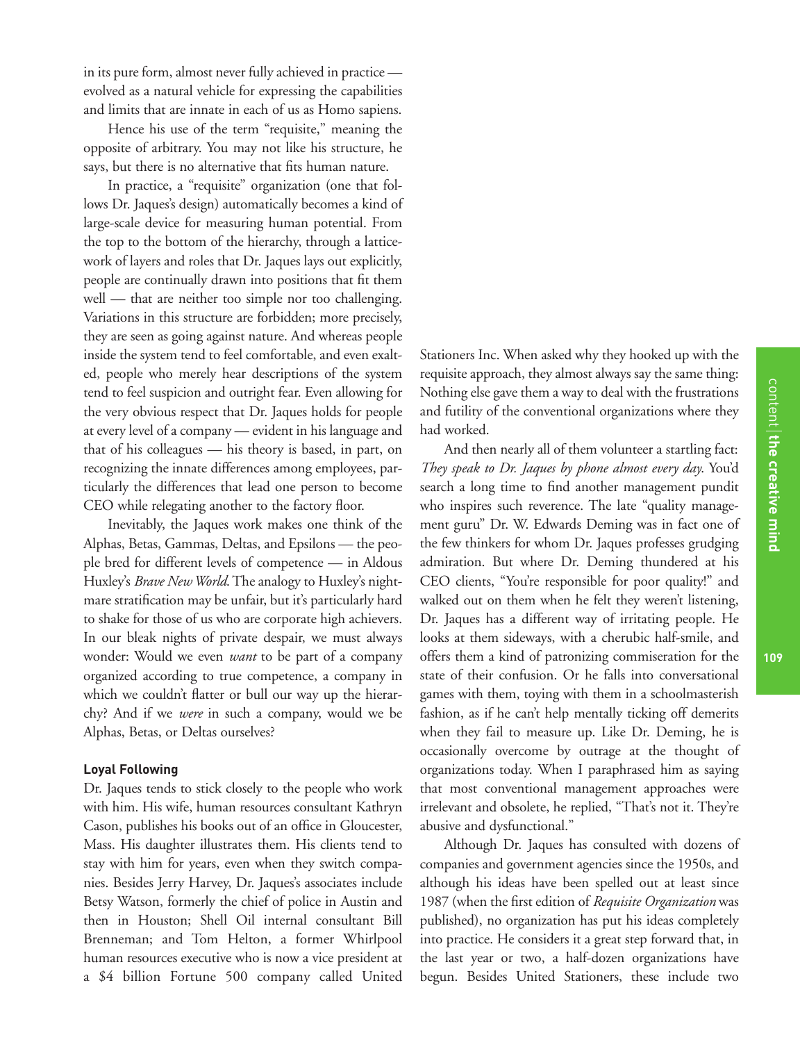in its pure form, almost never fully achieved in practice — evolved as a natural vehicle for expressing the capabilities and limits that are innate in each of us as Homo sapiens.

Hence his use of the term "requisite," meaning the opposite of arbitrary. You may not like his structure, he says, but there is no alternative that fits human nature.

In practice, a "requisite" organization (one that follows Dr. Jaques's design) automatically becomes a kind of large-scale device for measuring human potential. From the top to the bottom of the hierarchy, through a latticework of layers and roles that Dr. Jaques lays out explicitly, people are continually drawn into positions that fit them well — that are neither too simple nor too challenging. Variations in this structure are forbidden; more precisely, they are seen as going against nature. And whereas people inside the system tend to feel comfortable, and even exalted, people who merely hear descriptions of the system tend to feel suspicion and outright fear. Even allowing for the very obvious respect that Dr. Jaques holds for people at every level of a company — evident in his language and that of his colleagues — his theory is based, in part, on recognizing the innate differences among employees, particularly the differences that lead one person to become CEO while relegating another to the factory floor.

Inevitably, the Jaques work makes one think of the Alphas, Betas, Gammas, Deltas, and Epsilons — the people bred for different levels of competence — in Aldous Huxley's *Brave New World*. The analogy to Huxley's nightmare stratification may be unfair, but it's particularly hard to shake for those of us who are corporate high achievers. In our bleak nights of private despair, we must always wonder: Would we even *want* to be part of a company organized according to true competence, a company in which we couldn't flatter or bull our way up the hierarchy? And if we *were* in such a company, would we be Alphas, Betas, or Deltas ourselves?

#### Loyal Following

Dr. Jaques tends to stick closely to the people who work with him. His wife, human resources consultant Kathryn Cason, publishes his books out of an office in Gloucester, Mass. His daughter illustrates them. His clients tend to stay with him for years, even when they switch companies. Besides Jerry Harvey, Dr. Jaques's associates include Betsy Watson, formerly the chief of police in Austin and then in Houston; Shell Oil internal consultant Bill Brenneman; and Tom Helton, a former Whirlpool human resources executive who is now a vice president at a $4 billion Fortune 500 company called United Stationers Inc. When asked why they hooked up with the requisite approach, they almost always say the same thing: Nothing else gave them a way to deal with the frustrations and futility of the conventional organizations where they had worked.

And then nearly all of them volunteer a startling fact: *They speak to Dr. Jaques by phone almost every day*. You'd search a long time to find another management pundit who inspires such reverence. The late "quality management guru" Dr. W. Edwards Deming was in fact one of the few thinkers for whom Dr. Jaques professes grudging admiration. But where Dr. Deming thundered at his CEO clients, "You're responsible for poor quality!" and walked out on them when he felt they weren't listening, Dr. Jaques has a different way of irritating people. He looks at them sideways, with a cherubic half-smile, and offers them a kind of patronizing commiseration for the state of their confusion. Or he falls into conversational games with them, toying with them in a schoolmasterish fashion, as if he can't help mentally ticking off demerits when they fail to measure up. Like Dr. Deming, he is occasionally overcome by outrage at the thought of organizations today. When I paraphrased him as saying that most conventional management approaches were irrelevant and obsolete, he replied, "That's not it. They're abusive and dysfunctional."

Although Dr. Jaques has consulted with dozens of companies and government agencies since the 1950s, and although his ideas have been spelled out at least since 1987 (when the first edition of *Requisite Organization* was published), no organization has put his ideas completely into practice. He considers it a great step forward that, in the last year or two, a half-dozen organizations have begun. Besides United Stationers, these include two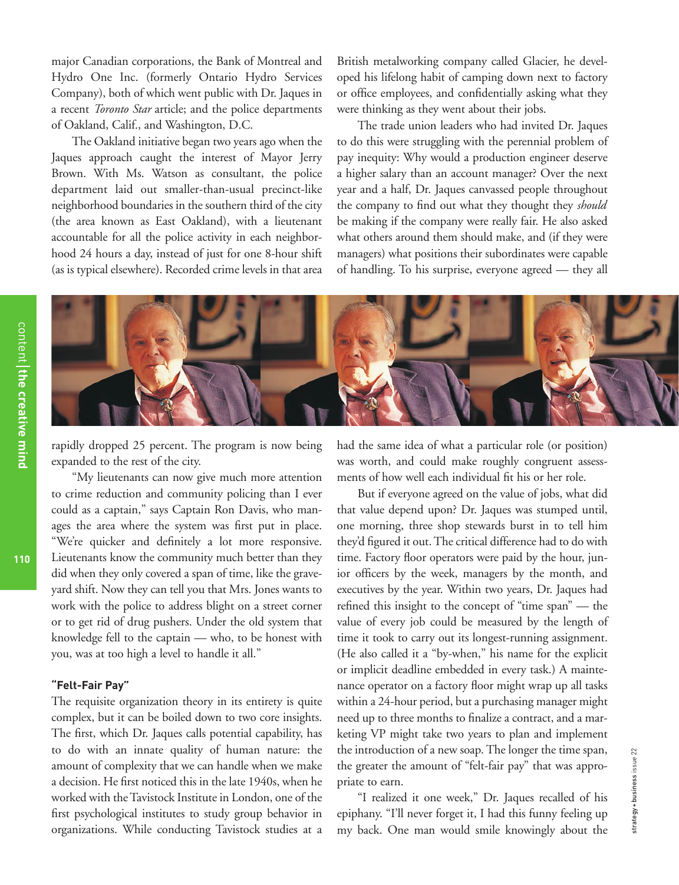major Canadian corporations, the Bank of Montreal and Hydro One Inc. (formerly Ontario Hydro Services Company), both of which went public with Dr. Jaques in a recent *Toronto Star* article; and the police departments of Oakland, Calif., and Washington, D.C.

The Oakland initiative began two years ago when the Jaques approach caught the interest of Mayor Jerry Brown. With Ms. Watson as consultant, the police department laid out smaller-than-usual precinct-like neighborhood boundaries in the southern third of the city (the area known as East Oakland), with a lieutenant accountable for all the police activity in each neighborhood 24 hours a day, instead of just for one 8-hour shift (as is typical elsewhere). Recorded crime levels in that area rapidly dropped 25 percent. The program is now being expanded to the rest of the city.

"My lieutenants can now give much more attention to crime reduction and community policing than I ever could as a captain," says Captain Ron Davis, who manages the area where the system was first put in place. "We're quicker and definitely a lot more responsive. Lieutenants know the community much better than they did when they only covered a span of time, like the graveyard shift. Now they can tell you that Mrs. Jones wants to work with the police to address blight on a street corner or to get rid of drug pushers. Under the old system that knowledge fell to the captain — who, to be honest with you, was at too high a level to handle it all."

### "Felt-Fair Pay"

The requisite organization theory in its entirety is quite complex, but it can be boiled down to two core insights. The first, which Dr. Jaques calls potential capability, has to do with an innate quality of human nature: the amount of complexity that we can handle when we make a decision. He first noticed this in the late 1940s, when he worked with the Tavistock Institute in London, one of the first psychological institutes to study group behavior in organizations. While conducting Tavistock studies at a British metalworking company called Glacier, he developed his lifelong habit of camping down next to factory or office employees, and confidentially asking what they were thinking as they went about their jobs.

The trade union leaders who had invited Dr. Jaques to do this were struggling with the perennial problem of pay inequity: Why would a production engineer deserve a higher salary than an account manager? Over the next year and a half, Dr. Jaques canvassed people throughout the company to find out what they thought they *should* be making if the company were really fair. He also asked what others around them should make, and (if they were managers) what positions their subordinates were capable of handling. To his surprise, everyone agreed — they all had the same idea of what a particular role (or position) was worth, and could make roughly congruent assessments of how well each individual fit his or her role.

But if everyone agreed on the value of jobs, what did that value depend upon? Dr. Jaques was stumped until, one morning, three shop stewards burst in to tell him they'd figured it out. The critical difference had to do with time. Factory floor operators were paid by the hour, junior officers by the week, managers by the month, and executives by the year. Within two years, Dr. Jaques had refined this insight to the concept of "time span" — the value of every job could be measured by the length of time it took to carry out its longest-running assignment. (He also called it a "by-when," his name for the explicit or implicit deadline embedded in every task.) A maintenance operator on a factory floor might wrap up all tasks within a 24-hour period, but a purchasing manager might need up to three months to finalize a contract, and a marketing VP might take two years to plan and implement the introduction of a new soap. The longer the time span, the greater the amount of "felt-fair pay" that was appropriate to earn.

"I realized it one week," Dr. Jaques recalled of his epiphany. "I'll never forget it, I had this funny feeling up my back. One man would smile knowingly about the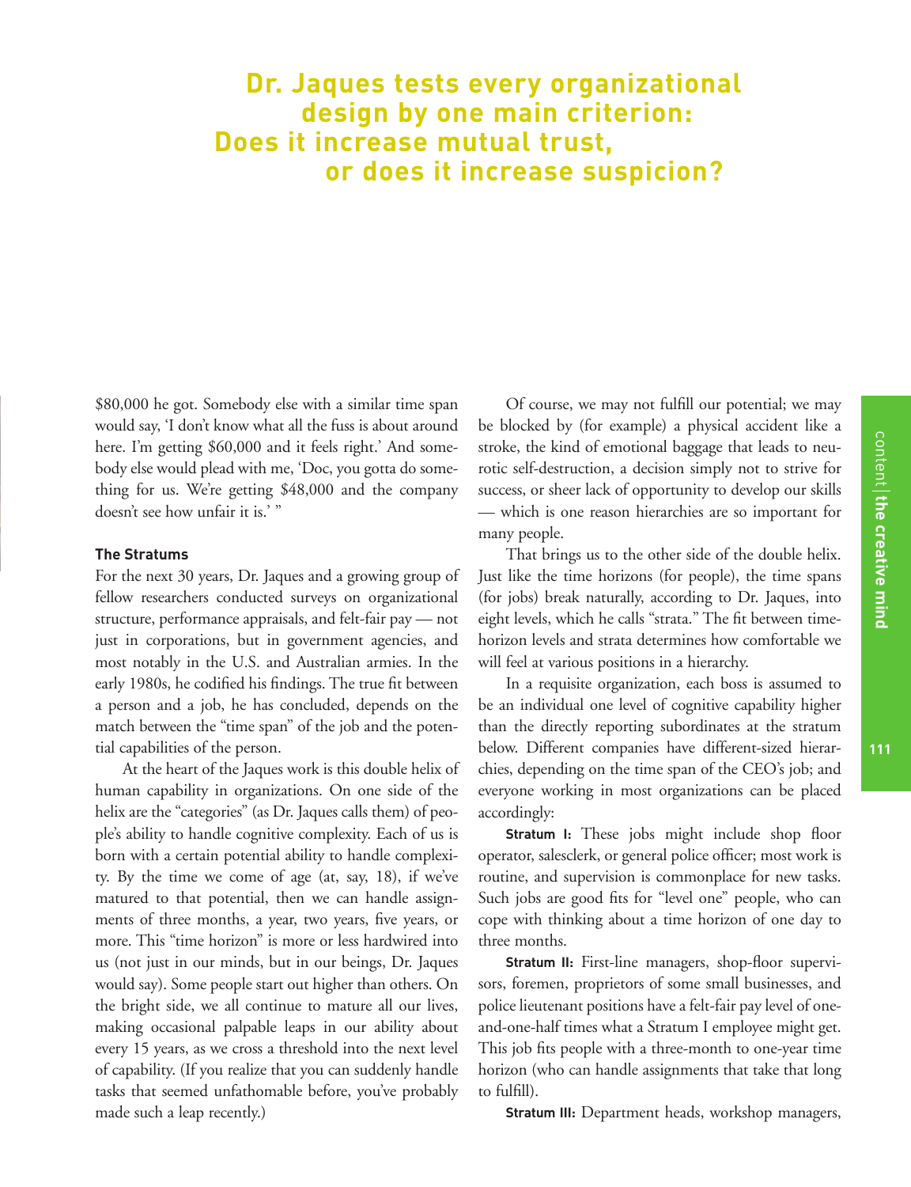**Dr. Jaques tests every organizational design by one main criterion: Does it increase mutual trust, or does it increase suspicion?**

$80,000 he got. Somebody else with a similar time span would say, 'I don't know what all the fuss is about around here. I'm getting $60,000 and it feels right.' And somebody else would plead with me, 'Doc, you gotta do something for us. We're getting $48,000 and the company doesn't see how unfair it is.' "

### The Stratums

For the next 30 years, Dr. Jaques and a growing group of fellow researchers conducted surveys on organizational structure, performance appraisals, and felt-fair pay — not just in corporations, but in government agencies, and most notably in the U.S. and Australian armies. In the early 1980s, he codified his findings. The true fit between a person and a job, he has concluded, depends on the match between the "time span" of the job and the potential capabilities of the person.

At the heart of the Jaques work is this double helix of human capability in organizations. On one side of the helix are the "categories" (as Dr. Jaques calls them) of people's ability to handle cognitive complexity. Each of us is born with a certain potential ability to handle complexity. By the time we come of age (at, say, 18), if we've matured to that potential, then we can handle assignments of three months, a year, two years, five years, or more. This "time horizon" is more or less hardwired into us (not just in our minds, but in our beings, Dr. Jaques would say). Some people start out higher than others. On the bright side, we all continue to mature all our lives, making occasional palpable leaps in our ability about every 15 years, as we cross a threshold into the next level of capability. (If you realize that you can suddenly handle tasks that seemed unfathomable before, you've probably made such a leap recently.)

Of course, we may not fulfill our potential; we may be blocked by (for example) a physical accident like a stroke, the kind of emotional baggage that leads to neurotic self-destruction, a decision simply not to strive for success, or sheer lack of opportunity to develop our skills — which is one reason hierarchies are so important for many people.

That brings us to the other side of the double helix. Just like the time horizons (for people), the time spans (for jobs) break naturally, according to Dr. Jaques, into eight levels, which he calls "strata." The fit between time-horizon levels and strata determines how comfortable we will feel at various positions in a hierarchy.

In a requisite organization, each boss is assumed to be an individual one level of cognitive capability higher than the directly reporting subordinates at the stratum below. Different companies have different-sized hierarchies, depending on the time span of the CEO's job; and everyone working in most organizations can be placed accordingly:

**Stratum I:** These jobs might include shop floor operator, salesclerk, or general police officer; most work is routine, and supervision is commonplace for new tasks. Such jobs are good fits for "level one" people, who can cope with thinking about a time horizon of one day to three months.

**Stratum II:** First-line managers, shop-floor supervisors, foremen, proprietors of some small businesses, and police lieutenant positions have a felt-fair pay level of one-and-one-half times what a Stratum I employee might get. This job fits people with a three-month to one-year time horizon (who can handle assignments that take that long to fulfill).

**Stratum III:** Department heads, workshop managers,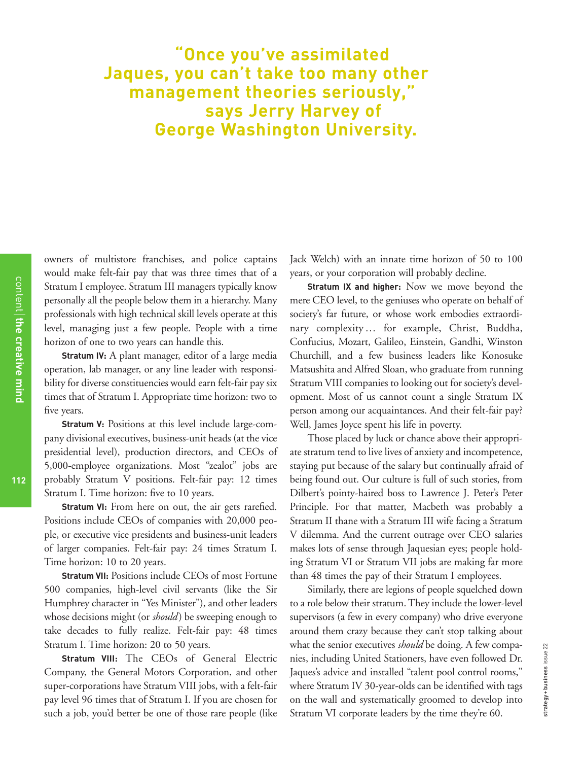> **"Once you've assimilated Jaques, you can't take too many other management theories seriously," says Jerry Harvey of George Washington University.**

owners of multistore franchises, and police captains would make felt-fair pay that was three times that of a Stratum I employee. Stratum III managers typically know personally all the people below them in a hierarchy. Many professionals with high technical skill levels operate at this level, managing just a few people. People with a time horizon of one to two years can handle this.

**Stratum IV:** A plant manager, editor of a large media operation, lab manager, or any line leader with responsibility for diverse constituencies would earn felt-fair pay six times that of Stratum I. Appropriate time horizon: two to five years.

**Stratum V:** Positions at this level include large-company divisional executives, business-unit heads (at the vice presidential level), production directors, and CEOs of 5,000-employee organizations. Most "zealot" jobs are probably Stratum V positions. Felt-fair pay: 12 times Stratum I. Time horizon: five to 10 years.

**Stratum VI:** From here on out, the air gets rarefied. Positions include CEOs of companies with 20,000 people, or executive vice presidents and business-unit leaders of larger companies. Felt-fair pay: 24 times Stratum I. Time horizon: 10 to 20 years.

**Stratum VII:** Positions include CEOs of most Fortune 500 companies, high-level civil servants (like the Sir Humphrey character in "Yes Minister"), and other leaders whose decisions might (or *should*) be sweeping enough to take decades to fully realize. Felt-fair pay: 48 times Stratum I. Time horizon: 20 to 50 years.

**Stratum VIII:** The CEOs of General Electric Company, the General Motors Corporation, and other super-corporations have Stratum VIII jobs, with a felt-fair pay level 96 times that of Stratum I. If you are chosen for such a job, you'd better be one of those rare people (like Jack Welch) with an innate time horizon of 50 to 100 years, or your corporation will probably decline.

**Stratum IX and higher:** Now we move beyond the mere CEO level, to the geniuses who operate on behalf of society's far future, or whose work embodies extraordinary complexity… for example, Christ, Buddha, Confucius, Mozart, Galileo, Einstein, Gandhi, Winston Churchill, and a few business leaders like Konosuke Matsushita and Alfred Sloan, who graduate from running Stratum VIII companies to looking out for society's development. Most of us cannot count a single Stratum IX person among our acquaintances. And their felt-fair pay? Well, James Joyce spent his life in poverty.

Those placed by luck or chance above their appropriate stratum tend to live lives of anxiety and incompetence, staying put because of the salary but continually afraid of being found out. Our culture is full of such stories, from Dilbert's pointy-haired boss to Lawrence J. Peter's Peter Principle. For that matter, Macbeth was probably a Stratum II thane with a Stratum III wife facing a Stratum V dilemma. And the current outrage over CEO salaries makes lots of sense through Jaquesian eyes; people holding Stratum VI or Stratum VII jobs are making far more than 48 times the pay of their Stratum I employees.

Similarly, there are legions of people squelched down to a role below their stratum. They include the lower-level supervisors (a few in every company) who drive everyone around them crazy because they can't stop talking about what the senior executives *should* be doing. A few companies, including United Stationers, have even followed Dr. Jaques's advice and installed "talent pool control rooms," where Stratum IV 30-year-olds can be identified with tags on the wall and systematically groomed to develop into Stratum VI corporate leaders by the time they're 60.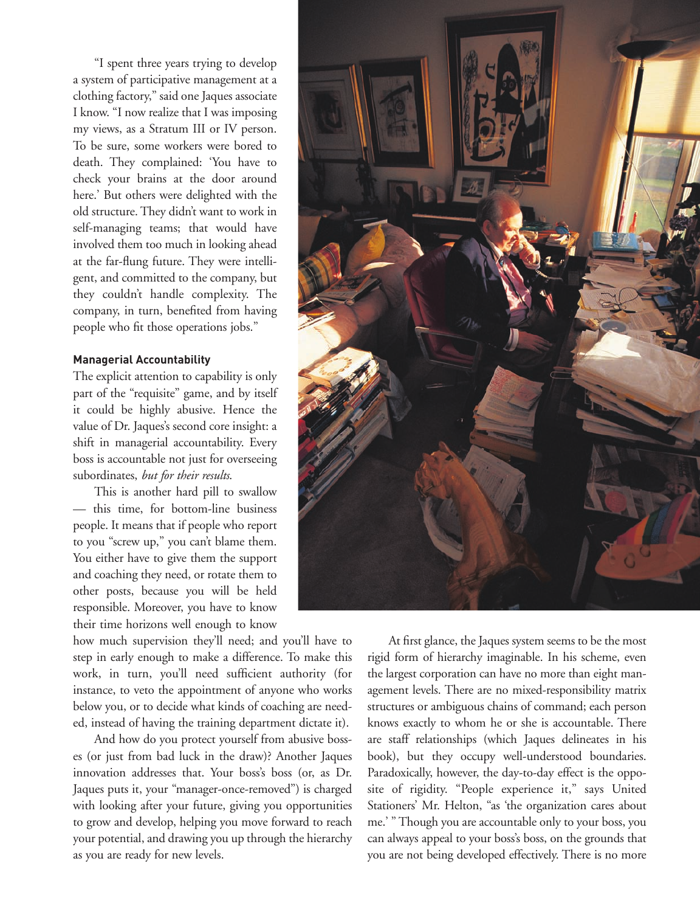"I spent three years trying to develop a system of participative management at a clothing factory," said one Jaques associate I know. "I now realize that I was imposing my views, as a Stratum III or IV person. To be sure, some workers were bored to death. They complained: 'You have to check your brains at the door around here.' But others were delighted with the old structure. They didn't want to work in self-managing teams; that would have involved them too much in looking ahead at the far-flung future. They were intelligent, and committed to the company, but they couldn't handle complexity. The company, in turn, benefited from having people who fit those operations jobs."

### Managerial Accountability

The explicit attention to capability is only part of the "requisite" game, and by itself it could be highly abusive. Hence the value of Dr. Jaques's second core insight: a shift in managerial accountability. Every boss is accountable not just for overseeing subordinates, *but for their results.*

This is another hard pill to swallow — this time, for bottom-line business people. It means that if people who report to you "screw up," you can't blame them. You either have to give them the support and coaching they need, or rotate them to other posts, because you will be held responsible. Moreover, you have to know their time horizons well enough to know how much supervision they'll need; and you'll have to step in early enough to make a difference. To make this work, in turn, you'll need sufficient authority (for instance, to veto the appointment of anyone who works below you, or to decide what kinds of coaching are needed, instead of having the training department dictate it).

And how do you protect yourself from abusive bosses (or just from bad luck in the draw)? Another Jaques innovation addresses that. Your boss's boss (or, as Dr. Jaques puts it, your "manager-once-removed") is charged with looking after your future, giving you opportunities to grow and develop, helping you move forward to reach your potential, and drawing you up through the hierarchy as you are ready for new levels.

At first glance, the Jaques system seems to be the most rigid form of hierarchy imaginable. In his scheme, even the largest corporation can have no more than eight management levels. There are no mixed-responsibility matrix structures or ambiguous chains of command; each person knows exactly to whom he or she is accountable. There are staff relationships (which Jaques delineates in his book), but they occupy well-understood boundaries. Paradoxically, however, the day-to-day effect is the opposite of rigidity. "People experience it," says United Stationers' Mr. Helton, "as 'the organization cares about me.' " Though you are accountable only to your boss, you can always appeal to your boss's boss, on the grounds that you are not being developed effectively. There is no more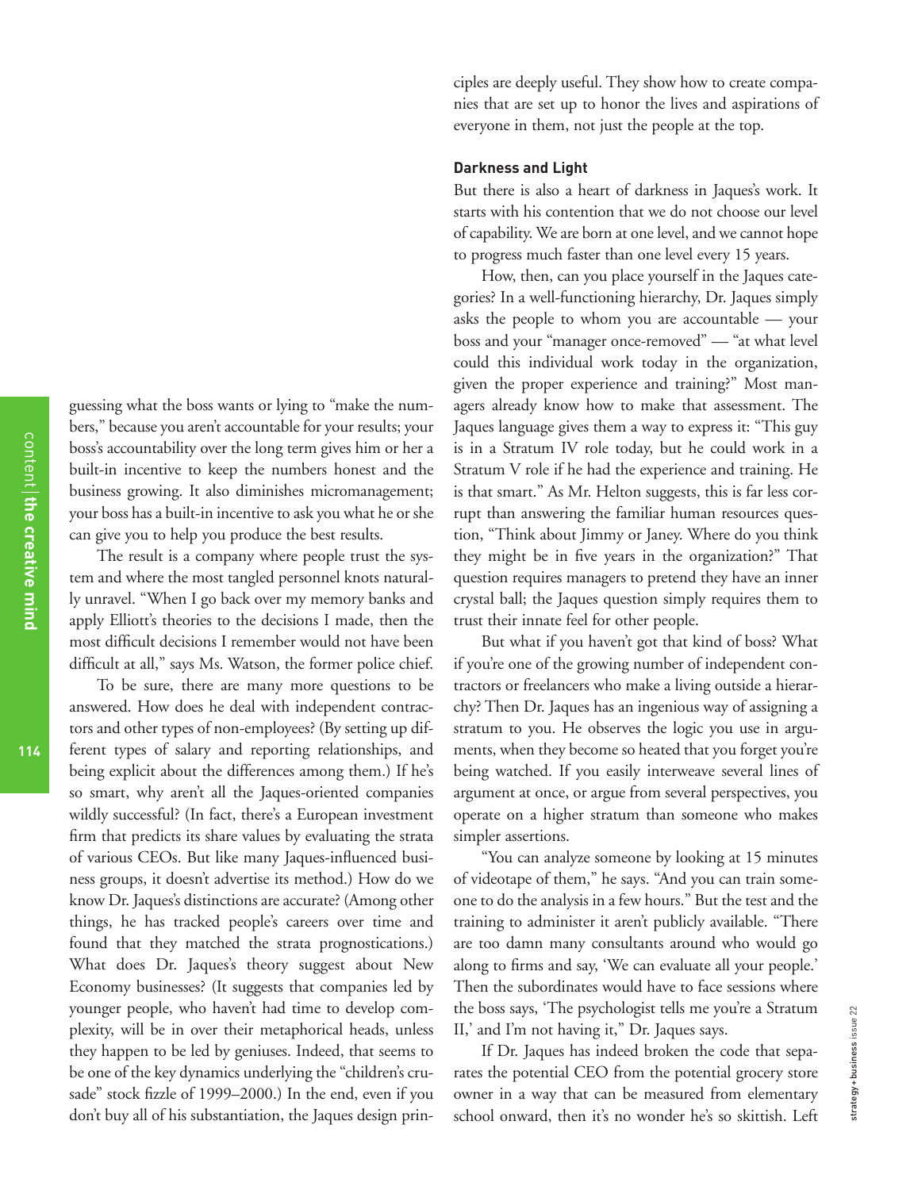guessing what the boss wants or lying to "make the numbers," because you aren't accountable for your results; your boss's accountability over the long term gives him or her a built-in incentive to keep the numbers honest and the business growing. It also diminishes micromanagement; your boss has a built-in incentive to ask you what he or she can give you to help you produce the best results.

The result is a company where people trust the system and where the most tangled personnel knots naturally unravel. "When I go back over my memory banks and apply Elliott's theories to the decisions I made, then the most difficult decisions I remember would not have been difficult at all," says Ms. Watson, the former police chief.

To be sure, there are many more questions to be answered. How does he deal with independent contractors and other types of non-employees? (By setting up different types of salary and reporting relationships, and being explicit about the differences among them.) If he's so smart, why aren't all the Jaques-oriented companies wildly successful? (In fact, there's a European investment firm that predicts its share values by evaluating the strata of various CEOs. But like many Jaques-influenced business groups, it doesn't advertise its method.) How do we know Dr. Jaques's distinctions are accurate? (Among other things, he has tracked people's careers over time and found that they matched the strata prognostications.) What does Dr. Jaques's theory suggest about New Economy businesses? (It suggests that companies led by younger people, who haven't had time to develop complexity, will be in over their metaphorical heads, unless they happen to be led by geniuses. Indeed, that seems to be one of the key dynamics underlying the "children's crusade" stock fizzle of 1999–2000.) In the end, even if you don't buy all of his substantiation, the Jaques design principles are deeply useful. They show how to create companies that are set up to honor the lives and aspirations of everyone in them, not just the people at the top.

### Darkness and Light

But there is also a heart of darkness in Jaques's work. It starts with his contention that we do not choose our level of capability. We are born at one level, and we cannot hope to progress much faster than one level every 15 years.

How, then, can you place yourself in the Jaques categories? In a well-functioning hierarchy, Dr. Jaques simply asks the people to whom you are accountable — your boss and your "manager once-removed" — "at what level could this individual work today in the organization, given the proper experience and training?" Most managers already know how to make that assessment. The Jaques language gives them a way to express it: "This guy is in a Stratum IV role today, but he could work in a Stratum V role if he had the experience and training. He is that smart." As Mr. Helton suggests, this is far less corrupt than answering the familiar human resources question, "Think about Jimmy or Janey. Where do you think they might be in five years in the organization?" That question requires managers to pretend they have an inner crystal ball; the Jaques question simply requires them to trust their innate feel for other people.

But what if you haven't got that kind of boss? What if you're one of the growing number of independent contractors or freelancers who make a living outside a hierarchy? Then Dr. Jaques has an ingenious way of assigning a stratum to you. He observes the logic you use in arguments, when they become so heated that you forget you're being watched. If you easily interweave several lines of argument at once, or argue from several perspectives, you operate on a higher stratum than someone who makes simpler assertions.

"You can analyze someone by looking at 15 minutes of videotape of them," he says. "And you can train someone to do the analysis in a few hours." But the test and the training to administer it aren't publicly available. "There are too damn many consultants around who would go along to firms and say, 'We can evaluate all your people.' Then the subordinates would have to face sessions where the boss says, 'The psychologist tells me you're a Stratum II,' and I'm not having it," Dr. Jaques says.

If Dr. Jaques has indeed broken the code that separates the potential CEO from the potential grocery store owner in a way that can be measured from elementary school onward, then it's no wonder he's so skittish. Left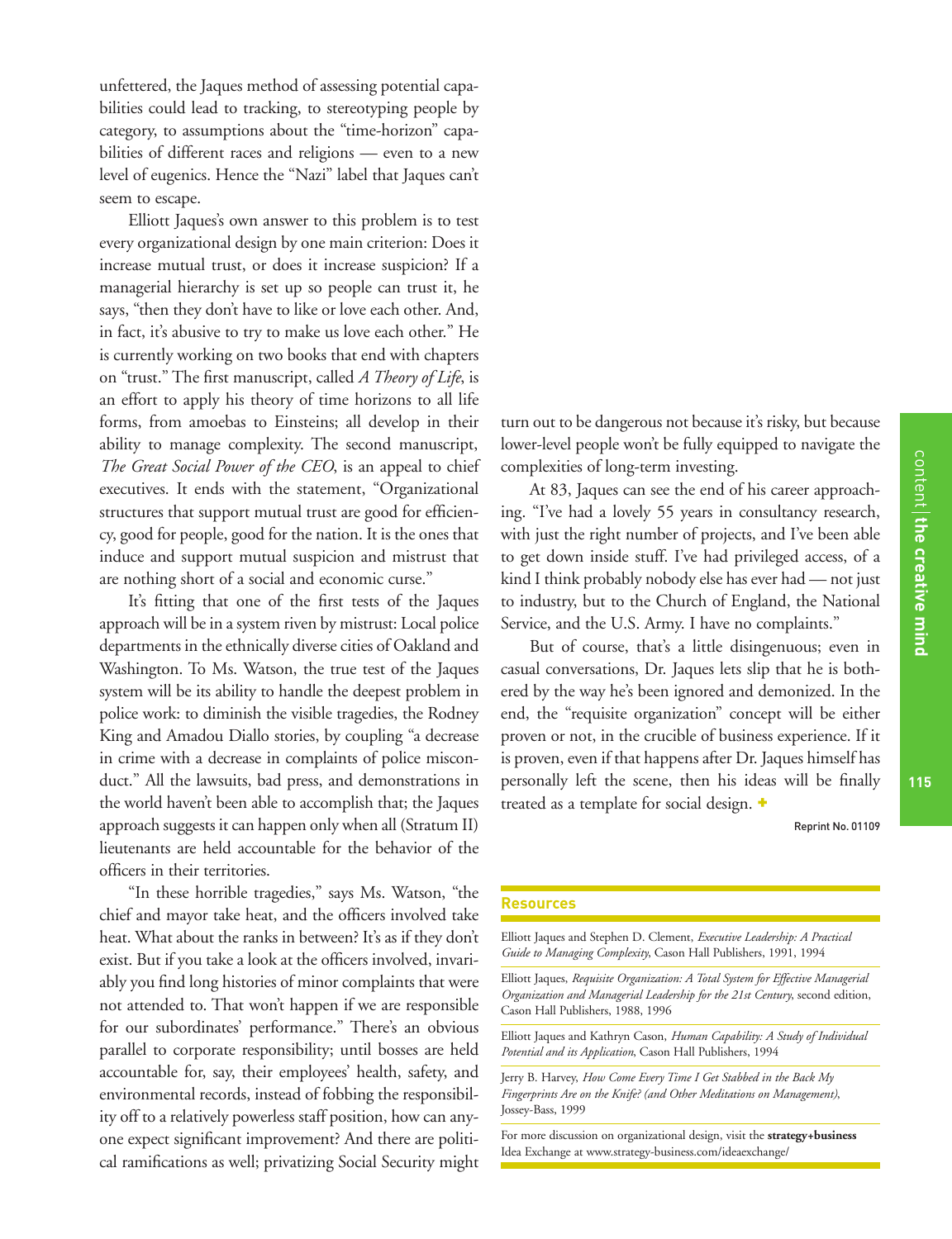unfettered, the Jaques method of assessing potential capabilities could lead to tracking, to stereotyping people by category, to assumptions about the "time-horizon" capabilities of different races and religions — even to a new level of eugenics. Hence the "Nazi" label that Jaques can't seem to escape.

Elliott Jaques's own answer to this problem is to test every organizational design by one main criterion: Does it increase mutual trust, or does it increase suspicion? If a managerial hierarchy is set up so people can trust it, he says, "then they don't have to like or love each other. And, in fact, it's abusive to try to make us love each other." He is currently working on two books that end with chapters on "trust." The first manuscript, called *A Theory of Life*, is an effort to apply his theory of time horizons to all life forms, from amoebas to Einsteins; all develop in their ability to manage complexity. The second manuscript, *The Great Social Power of the CEO*, is an appeal to chief executives. It ends with the statement, "Organizational structures that support mutual trust are good for efficiency, good for people, good for the nation. It is the ones that induce and support mutual suspicion and mistrust that are nothing short of a social and economic curse."

It's fitting that one of the first tests of the Jaques approach will be in a system riven by mistrust: Local police departments in the ethnically diverse cities of Oakland and Washington. To Ms. Watson, the true test of the Jaques system will be its ability to handle the deepest problem in police work: to diminish the visible tragedies, the Rodney King and Amadou Diallo stories, by coupling "a decrease in crime with a decrease in complaints of police misconduct." All the lawsuits, bad press, and demonstrations in the world haven't been able to accomplish that; the Jaques approach suggests it can happen only when all (Stratum II) lieutenants are held accountable for the behavior of the officers in their territories.

"In these horrible tragedies," says Ms. Watson, "the chief and mayor take heat, and the officers involved take heat. What about the ranks in between? It's as if they don't exist. But if you take a look at the officers involved, invariably you find long histories of minor complaints that were not attended to. That won't happen if we are responsible for our subordinates' performance." There's an obvious parallel to corporate responsibility; until bosses are held accountable for, say, their employees' health, safety, and environmental records, instead of fobbing the responsibility off to a relatively powerless staff position, how can anyone expect significant improvement? And there are political ramifications as well; privatizing Social Security might turn out to be dangerous not because it's risky, but because lower-level people won't be fully equipped to navigate the complexities of long-term investing.

At 83, Jaques can see the end of his career approaching. "I've had a lovely 55 years in consultancy research, with just the right number of projects, and I've been able to get down inside stuff. I've had privileged access, of a kind I think probably nobody else has ever had — not just to industry, but to the Church of England, the National Service, and the U.S. Army. I have no complaints."

But of course, that's a little disingenuous; even in casual conversations, Dr. Jaques lets slip that he is bothered by the way he's been ignored and demonized. In the end, the "requisite organization" concept will be either proven or not, in the crucible of business experience. If it is proven, even if that happens after Dr. Jaques himself has personally left the scene, then his ideas will be finally treated as a template for social design. +

Reprint No. 01109

## Resources

Elliott Jaques and Stephen D. Clement, *Executive Leadership: A Practical Guide to Managing Complexity*, Cason Hall Publishers, 1991, 1994

Elliott Jaques, *Requisite Organization: A Total System for Effective Managerial Organization and Managerial Leadership for the 21st Century*, second edition, Cason Hall Publishers, 1988, 1996

Elliott Jaques and Kathryn Cason, *Human Capability: A Study of Individual Potential and its Application*, Cason Hall Publishers, 1994

Jerry B. Harvey, *How Come Every Time I Get Stabbed in the Back My Fingerprints Are on the Knife? (and Other Meditations on Management)*, Jossey-Bass, 1999

For more discussion on organizational design, visit the **strategy+business** Idea Exchange at www.strategy-business.com/ideaexchange/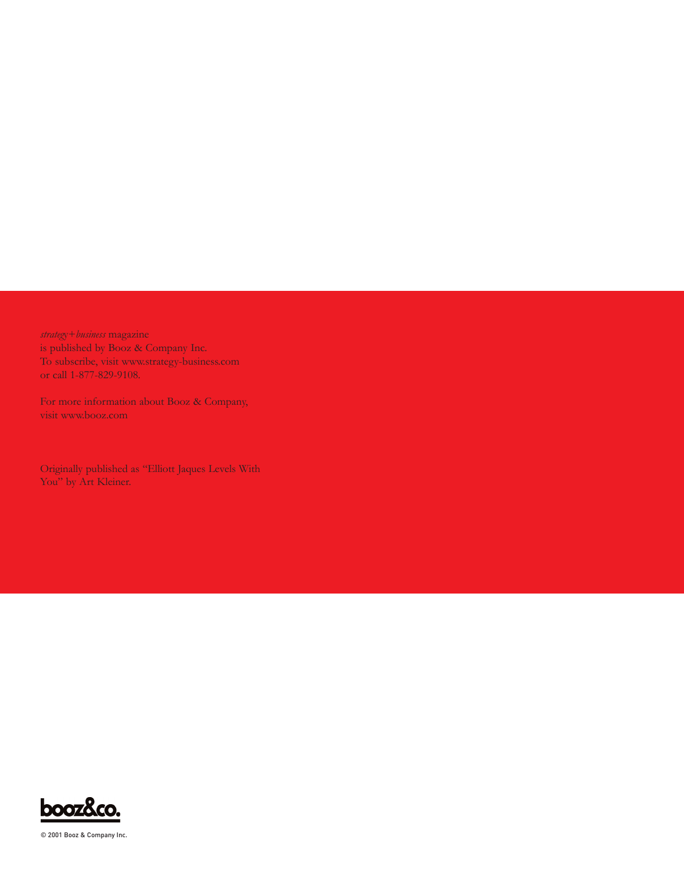*strategy+business* magazine
is published by Booz & Company Inc.
To subscribe, visit www.strategy-business.com
or call 1-877-829-9108.

For more information about Booz & Company,
visit www.booz.com

Originally published as “Elliott Jaques Levels With You” by Art Kleiner.

booz&co.

© 2001 Booz & Company Inc.